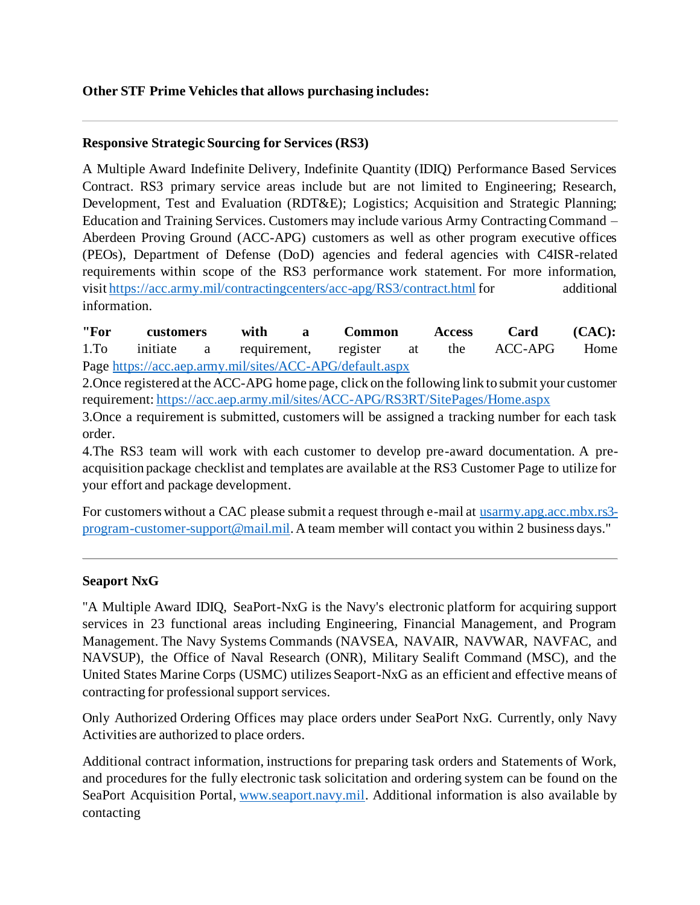**Other STF Prime Vehicles that allows purchasing includes:**

---

**Responsive Strategic Sourcing for Services (RS3)**

A Multiple Award Indefinite Delivery, Indefinite Quantity (IDIQ) Performance Based Services Contract. RS3 primary service areas include but are not limited to Engineering; Research, Development, Test and Evaluation (RDT&E); Logistics; Acquisition and Strategic Planning; Education and Training Services. Customers may include various Army Contracting Command – Aberdeen Proving Ground (ACC-APG) customers as well as other program executive offices (PEOs), Department of Defense (DoD) agencies and federal agencies with C4ISR-related requirements within scope of the RS3 performance work statement. For more information, visit https://acc.army.mil/contractingcenters/acc-apg/RS3/contract.html for additional information.

**"For customers with a Common Access Card (CAC):**
1.To initiate a requirement, register at the ACC-APG Home Page https://acc.aep.army.mil/sites/ACC-APG/default.aspx
2.Once registered at the ACC-APG home page, click on the following link to submit your customer requirement: https://acc.aep.army.mil/sites/ACC-APG/RS3RT/SitePages/Home.aspx
3.Once a requirement is submitted, customers will be assigned a tracking number for each task order.
4.The RS3 team will work with each customer to develop pre-award documentation. A pre-acquisition package checklist and templates are available at the RS3 Customer Page to utilize for your effort and package development.

For customers without a CAC please submit a request through e-mail at usarmy.apg.acc.mbx.rs3-program-customer-support@mail.mil. A team member will contact you within 2 business days."

---

**Seaport NxG**

"A Multiple Award IDIQ, SeaPort-NxG is the Navy's electronic platform for acquiring support services in 23 functional areas including Engineering, Financial Management, and Program Management. The Navy Systems Commands (NAVSEA, NAVAIR, NAVWAR, NAVFAC, and NAVSUP), the Office of Naval Research (ONR), Military Sealift Command (MSC), and the United States Marine Corps (USMC) utilizes Seaport-NxG as an efficient and effective means of contracting for professional support services.

Only Authorized Ordering Offices may place orders under SeaPort NxG. Currently, only Navy Activities are authorized to place orders.

Additional contract information, instructions for preparing task orders and Statements of Work, and procedures for the fully electronic task solicitation and ordering system can be found on the SeaPort Acquisition Portal, www.seaport.navy.mil. Additional information is also available by contacting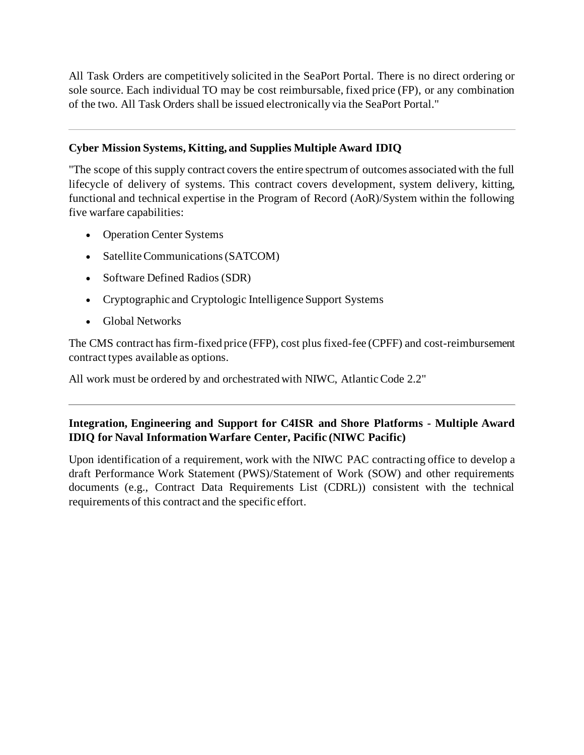All Task Orders are competitively solicited in the SeaPort Portal. There is no direct ordering or sole source. Each individual TO may be cost reimbursable, fixed price (FP), or any combination of the two. All Task Orders shall be issued electronically via the SeaPort Portal."

---

**Cyber Mission Systems, Kitting, and Supplies Multiple Award IDIQ**

"The scope of this supply contract covers the entire spectrum of outcomes associated with the full lifecycle of delivery of systems. This contract covers development, system delivery, kitting, functional and technical expertise in the Program of Record (AoR)/System within the following five warfare capabilities:

- Operation Center Systems
- Satellite Communications (SATCOM)
- Software Defined Radios (SDR)
- Cryptographic and Cryptologic Intelligence Support Systems
- Global Networks

The CMS contract has firm-fixed price (FFP), cost plus fixed-fee (CPFF) and cost-reimbursement contract types available as options.

All work must be ordered by and orchestrated with NIWC, Atlantic Code 2.2"

---

**Integration, Engineering and Support for C4ISR and Shore Platforms - Multiple Award IDIQ for Naval Information Warfare Center, Pacific (NIWC Pacific)**

Upon identification of a requirement, work with the NIWC PAC contracting office to develop a draft Performance Work Statement (PWS)/Statement of Work (SOW) and other requirements documents (e.g., Contract Data Requirements List (CDRL)) consistent with the technical requirements of this contract and the specific effort.